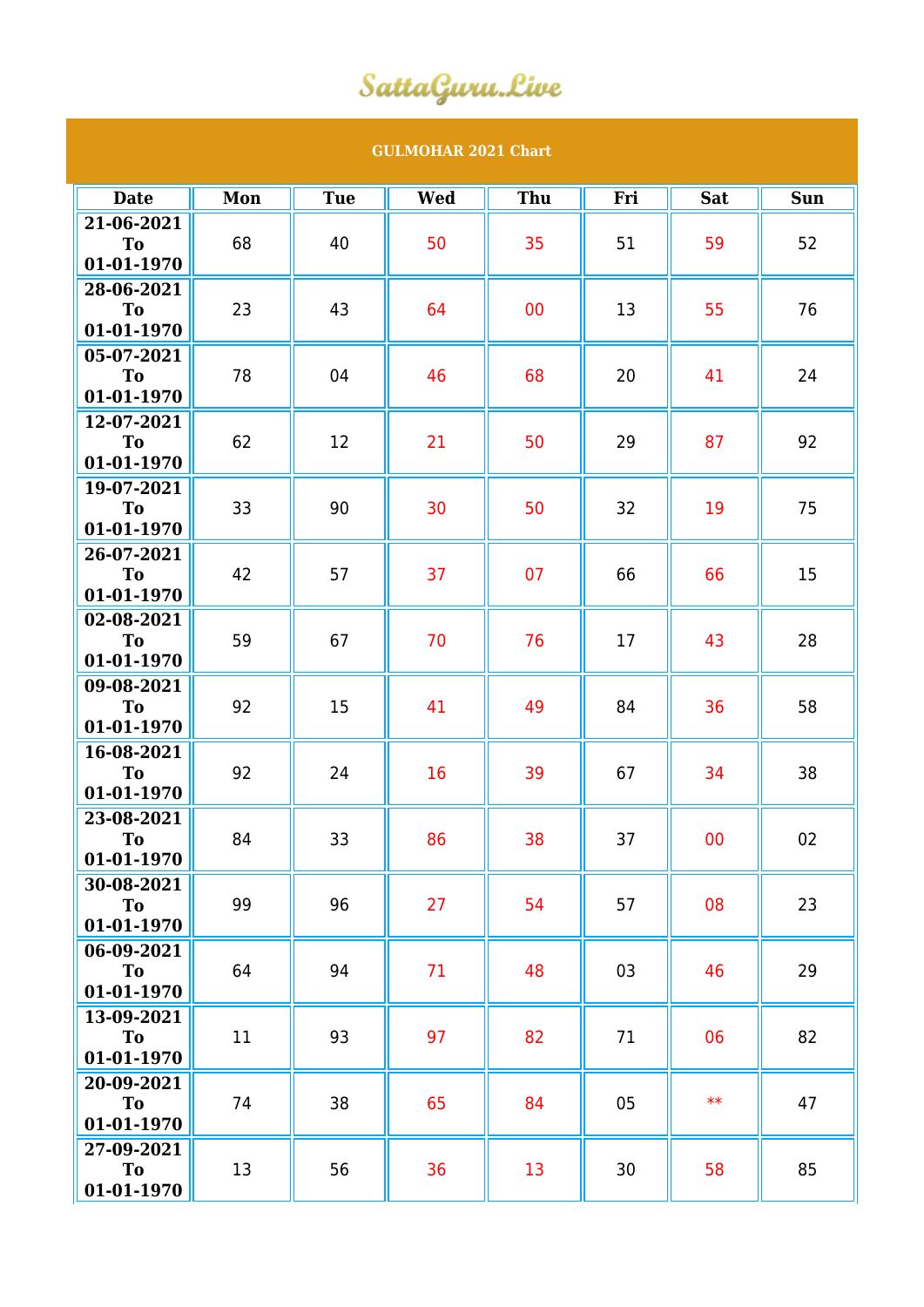SattaGuru.Live

## GULMOHAR 2021 Chart

| Date | Mon | Tue | Wed | Thu | Fri | Sat | Sun |
|---|---|---|---|---|---|---|---|
| 21-06-2021 To 01-01-1970 | 68 | 40 | 50 | 35 | 51 | 59 | 52 |
| 28-06-2021 To 01-01-1970 | 23 | 43 | 64 | 00 | 13 | 55 | 76 |
| 05-07-2021 To 01-01-1970 | 78 | 04 | 46 | 68 | 20 | 41 | 24 |
| 12-07-2021 To 01-01-1970 | 62 | 12 | 21 | 50 | 29 | 87 | 92 |
| 19-07-2021 To 01-01-1970 | 33 | 90 | 30 | 50 | 32 | 19 | 75 |
| 26-07-2021 To 01-01-1970 | 42 | 57 | 37 | 07 | 66 | 66 | 15 |
| 02-08-2021 To 01-01-1970 | 59 | 67 | 70 | 76 | 17 | 43 | 28 |
| 09-08-2021 To 01-01-1970 | 92 | 15 | 41 | 49 | 84 | 36 | 58 |
| 16-08-2021 To 01-01-1970 | 92 | 24 | 16 | 39 | 67 | 34 | 38 |
| 23-08-2021 To 01-01-1970 | 84 | 33 | 86 | 38 | 37 | 00 | 02 |
| 30-08-2021 To 01-01-1970 | 99 | 96 | 27 | 54 | 57 | 08 | 23 |
| 06-09-2021 To 01-01-1970 | 64 | 94 | 71 | 48 | 03 | 46 | 29 |
| 13-09-2021 To 01-01-1970 | 11 | 93 | 97 | 82 | 71 | 06 | 82 |
| 20-09-2021 To 01-01-1970 | 74 | 38 | 65 | 84 | 05 | ** | 47 |
| 27-09-2021 To 01-01-1970 | 13 | 56 | 36 | 13 | 30 | 58 | 85 |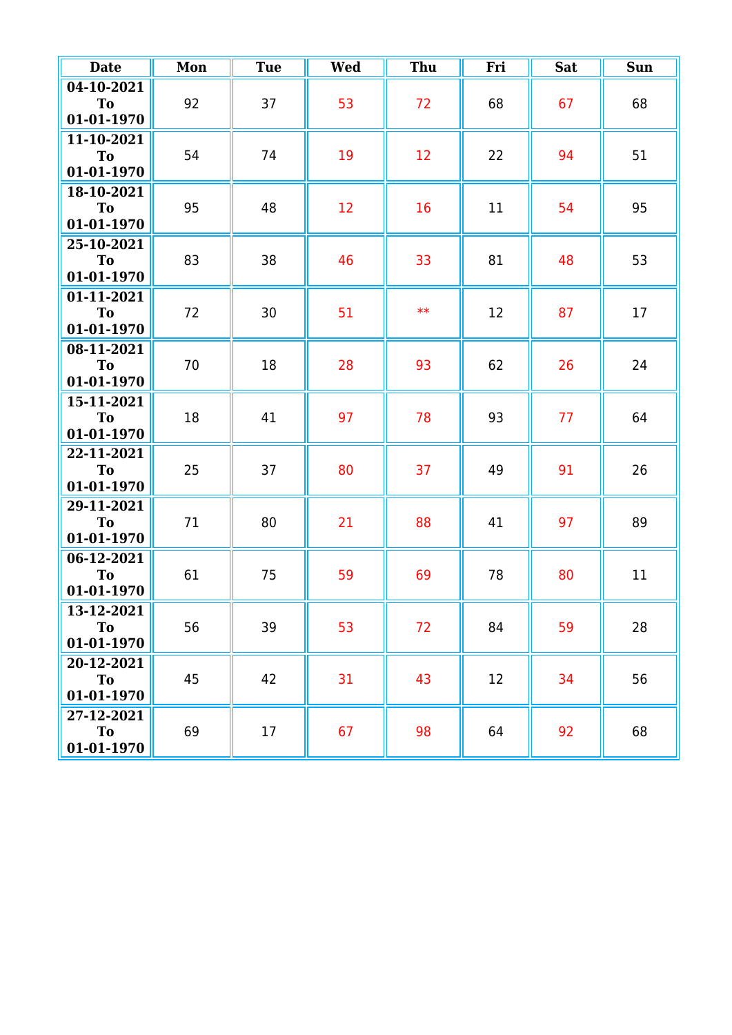| Date | Mon | Tue | Wed | Thu | Fri | Sat | Sun |
|---|---|---|---|---|---|---|---|
| **04-10-2021 To 01-01-1970** | 92 | 37 | 53 | 72 | 68 | 67 | 68 |
| **11-10-2021 To 01-01-1970** | 54 | 74 | 19 | 12 | 22 | 94 | 51 |
| **18-10-2021 To 01-01-1970** | 95 | 48 | 12 | 16 | 11 | 54 | 95 |
| **25-10-2021 To 01-01-1970** | 83 | 38 | 46 | 33 | 81 | 48 | 53 |
| **01-11-2021 To 01-01-1970** | 72 | 30 | 51 | ** | 12 | 87 | 17 |
| **08-11-2021 To 01-01-1970** | 70 | 18 | 28 | 93 | 62 | 26 | 24 |
| **15-11-2021 To 01-01-1970** | 18 | 41 | 97 | 78 | 93 | 77 | 64 |
| **22-11-2021 To 01-01-1970** | 25 | 37 | 80 | 37 | 49 | 91 | 26 |
| **29-11-2021 To 01-01-1970** | 71 | 80 | 21 | 88 | 41 | 97 | 89 |
| **06-12-2021 To 01-01-1970** | 61 | 75 | 59 | 69 | 78 | 80 | 11 |
| **13-12-2021 To 01-01-1970** | 56 | 39 | 53 | 72 | 84 | 59 | 28 |
| **20-12-2021 To 01-01-1970** | 45 | 42 | 31 | 43 | 12 | 34 | 56 |
| **27-12-2021 To 01-01-1970** | 69 | 17 | 67 | 98 | 64 | 92 | 68 |